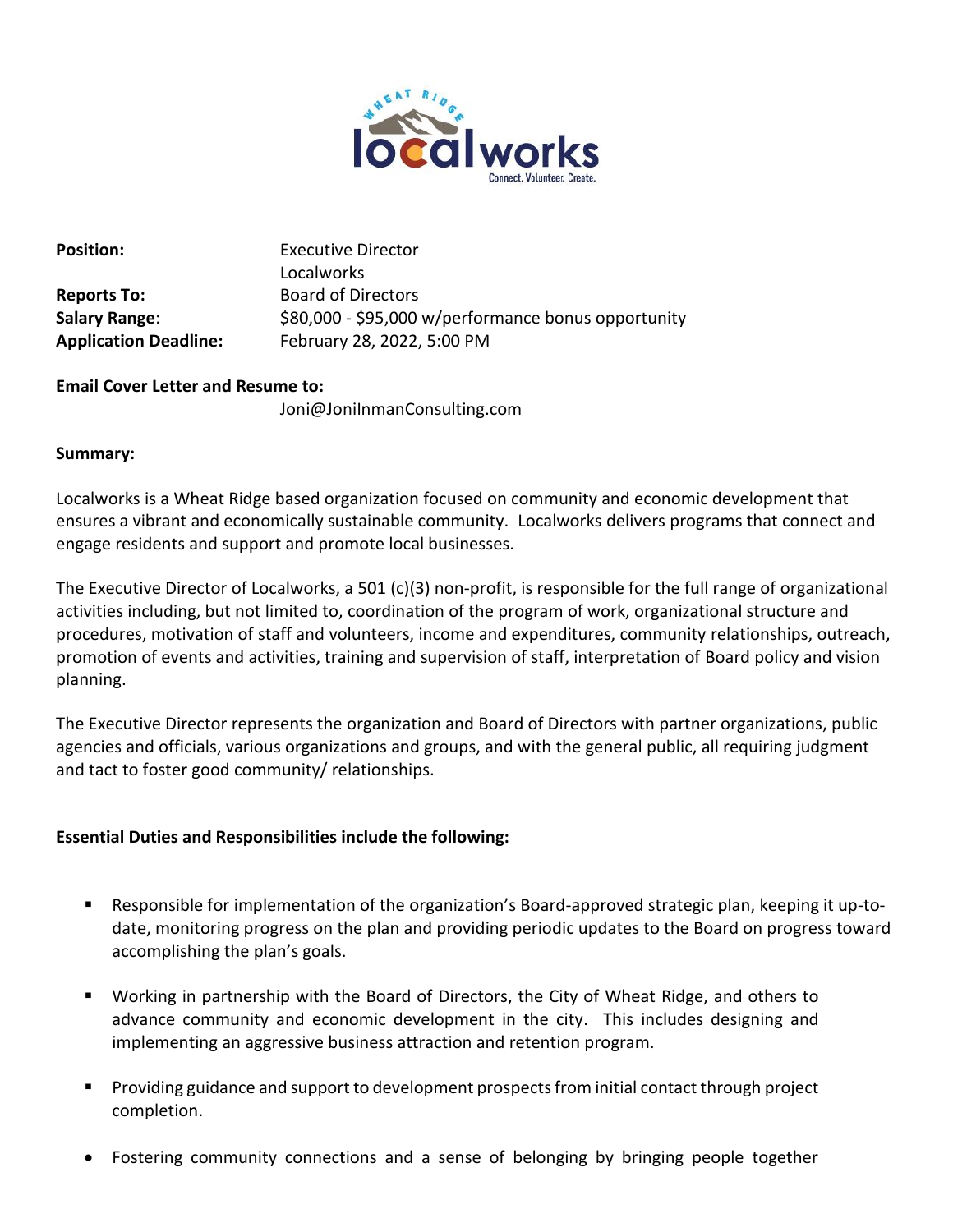| | |
|---|---|
| **Position:** | Executive Director<br>Localworks |
| **Reports To:** | Board of Directors |
| **Salary Range**: | $80,000 - $95,000 w/performance bonus opportunity |
| **Application Deadline:** | February 28, 2022, 5:00 PM |

**Email Cover Letter and Resume to:**

Joni@JoniInmanConsulting.com

**Summary:**

Localworks is a Wheat Ridge based organization focused on community and economic development that ensures a vibrant and economically sustainable community. Localworks delivers programs that connect and engage residents and support and promote local businesses.

The Executive Director of Localworks, a 501 (c)(3) non-profit, is responsible for the full range of organizational activities including, but not limited to, coordination of the program of work, organizational structure and procedures, motivation of staff and volunteers, income and expenditures, community relationships, outreach, promotion of events and activities, training and supervision of staff, interpretation of Board policy and vision planning.

The Executive Director represents the organization and Board of Directors with partner organizations, public agencies and officials, various organizations and groups, and with the general public, all requiring judgment and tact to foster good community/ relationships.

**Essential Duties and Responsibilities include the following:**

- Responsible for implementation of the organization's Board-approved strategic plan, keeping it up-to-date, monitoring progress on the plan and providing periodic updates to the Board on progress toward accomplishing the plan's goals.
- Working in partnership with the Board of Directors, the City of Wheat Ridge, and others to advance community and economic development in the city. This includes designing and implementing an aggressive business attraction and retention program.
- Providing guidance and support to development prospects from initial contact through project completion.
- Fostering community connections and a sense of belonging by bringing people together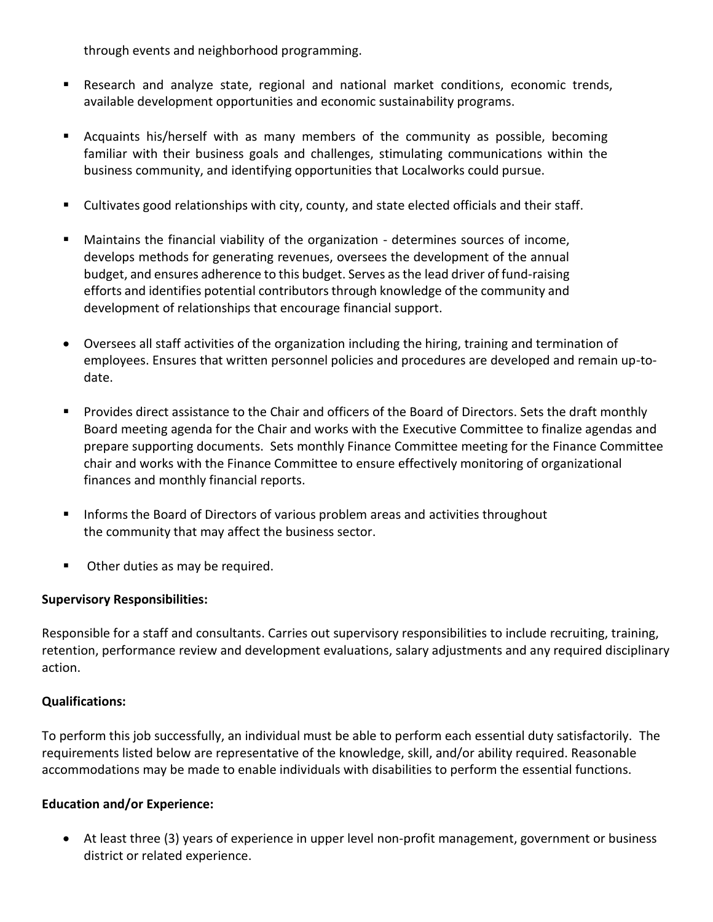through events and neighborhood programming.

- Research and analyze state, regional and national market conditions, economic trends, available development opportunities and economic sustainability programs.

- Acquaints his/herself with as many members of the community as possible, becoming familiar with their business goals and challenges, stimulating communications within the business community, and identifying opportunities that Localworks could pursue.

- Cultivates good relationships with city, county, and state elected officials and their staff.

- Maintains the financial viability of the organization - determines sources of income, develops methods for generating revenues, oversees the development of the annual budget, and ensures adherence to this budget. Serves as the lead driver of fund-raising efforts and identifies potential contributors through knowledge of the community and development of relationships that encourage financial support.

- Oversees all staff activities of the organization including the hiring, training and termination of employees. Ensures that written personnel policies and procedures are developed and remain up-to-date.

- Provides direct assistance to the Chair and officers of the Board of Directors. Sets the draft monthly Board meeting agenda for the Chair and works with the Executive Committee to finalize agendas and prepare supporting documents. Sets monthly Finance Committee meeting for the Finance Committee chair and works with the Finance Committee to ensure effectively monitoring of organizational finances and monthly financial reports.

- Informs the Board of Directors of various problem areas and activities throughout the community that may affect the business sector.

- Other duties as may be required.

**Supervisory Responsibilities:**

Responsible for a staff and consultants. Carries out supervisory responsibilities to include recruiting, training, retention, performance review and development evaluations, salary adjustments and any required disciplinary action.

**Qualifications:**

To perform this job successfully, an individual must be able to perform each essential duty satisfactorily. The requirements listed below are representative of the knowledge, skill, and/or ability required. Reasonable accommodations may be made to enable individuals with disabilities to perform the essential functions.

**Education and/or Experience:**

- At least three (3) years of experience in upper level non-profit management, government or business district or related experience.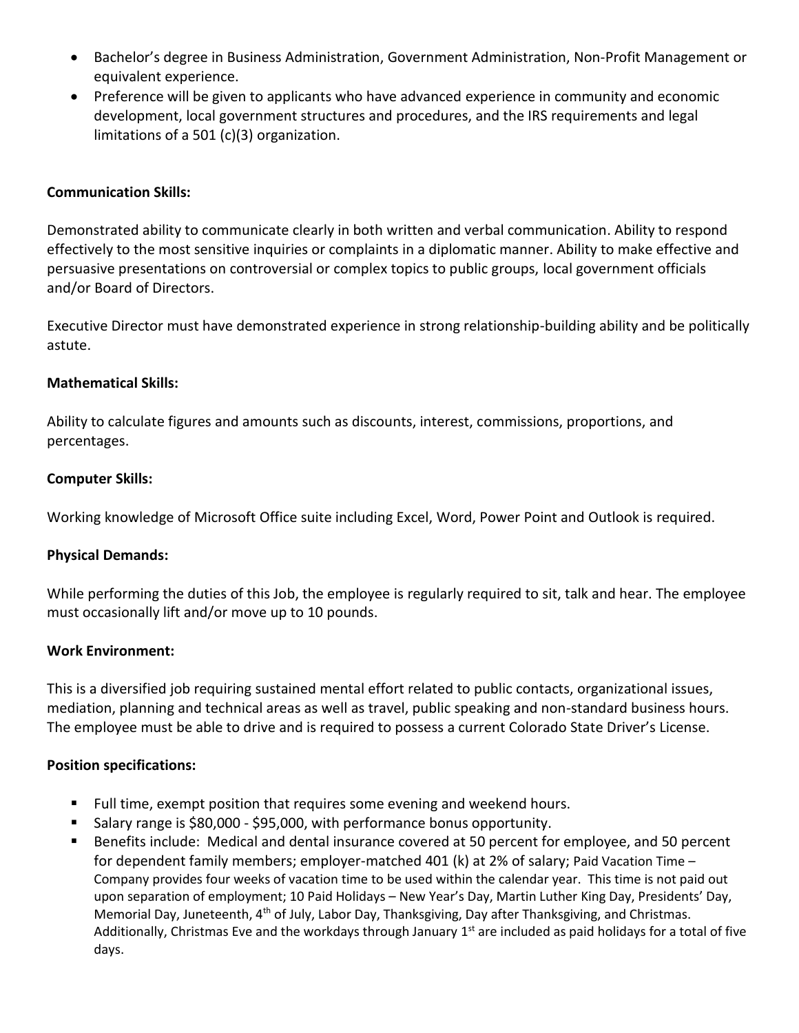- Bachelor's degree in Business Administration, Government Administration, Non-Profit Management or equivalent experience.
- Preference will be given to applicants who have advanced experience in community and economic development, local government structures and procedures, and the IRS requirements and legal limitations of a 501 (c)(3) organization.

**Communication Skills:**

Demonstrated ability to communicate clearly in both written and verbal communication. Ability to respond effectively to the most sensitive inquiries or complaints in a diplomatic manner. Ability to make effective and persuasive presentations on controversial or complex topics to public groups, local government officials and/or Board of Directors.

Executive Director must have demonstrated experience in strong relationship-building ability and be politically astute.

**Mathematical Skills:**

Ability to calculate figures and amounts such as discounts, interest, commissions, proportions, and percentages.

**Computer Skills:**

Working knowledge of Microsoft Office suite including Excel, Word, Power Point and Outlook is required.

**Physical Demands:**

While performing the duties of this Job, the employee is regularly required to sit, talk and hear. The employee must occasionally lift and/or move up to 10 pounds.

**Work Environment:**

This is a diversified job requiring sustained mental effort related to public contacts, organizational issues, mediation, planning and technical areas as well as travel, public speaking and non-standard business hours. The employee must be able to drive and is required to possess a current Colorado State Driver's License.

**Position specifications:**

- Full time, exempt position that requires some evening and weekend hours.
- Salary range is $80,000 - $95,000, with performance bonus opportunity.
- Benefits include: Medical and dental insurance covered at 50 percent for employee, and 50 percent for dependent family members; employer-matched 401 (k) at 2% of salary; Paid Vacation Time – Company provides four weeks of vacation time to be used within the calendar year. This time is not paid out upon separation of employment; 10 Paid Holidays – New Year's Day, Martin Luther King Day, Presidents' Day, Memorial Day, Juneteenth, 4th of July, Labor Day, Thanksgiving, Day after Thanksgiving, and Christmas. Additionally, Christmas Eve and the workdays through January 1st are included as paid holidays for a total of five days.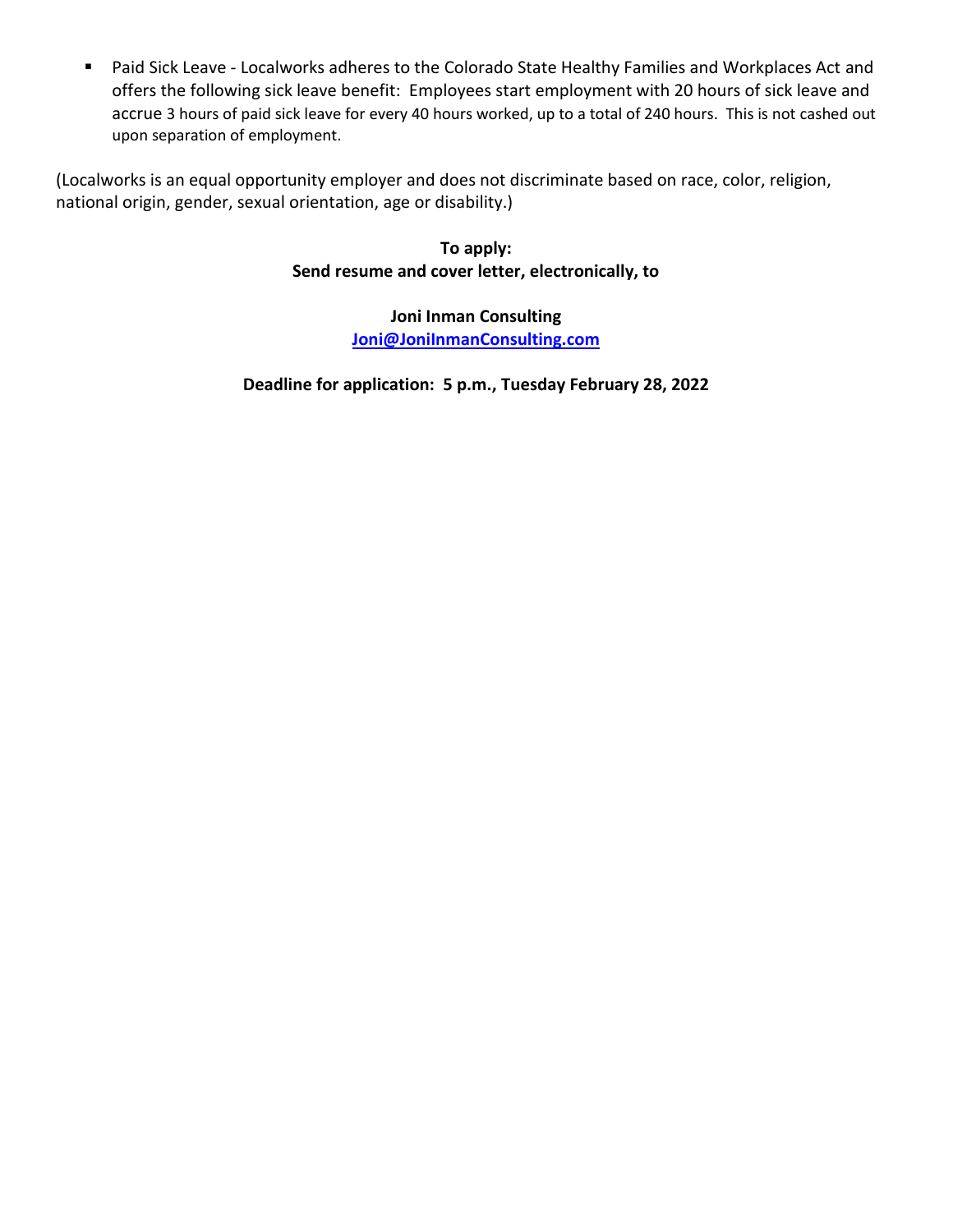- Paid Sick Leave - Localworks adheres to the Colorado State Healthy Families and Workplaces Act and offers the following sick leave benefit: Employees start employment with 20 hours of sick leave and accrue 3 hours of paid sick leave for every 40 hours worked, up to a total of 240 hours. This is not cashed out upon separation of employment.

(Localworks is an equal opportunity employer and does not discriminate based on race, color, religion, national origin, gender, sexual orientation, age or disability.)

**To apply:**
**Send resume and cover letter, electronically, to**

**Joni Inman Consulting**
**Joni@JoniInmanConsulting.com**

**Deadline for application: 5 p.m., Tuesday February 28, 2022**